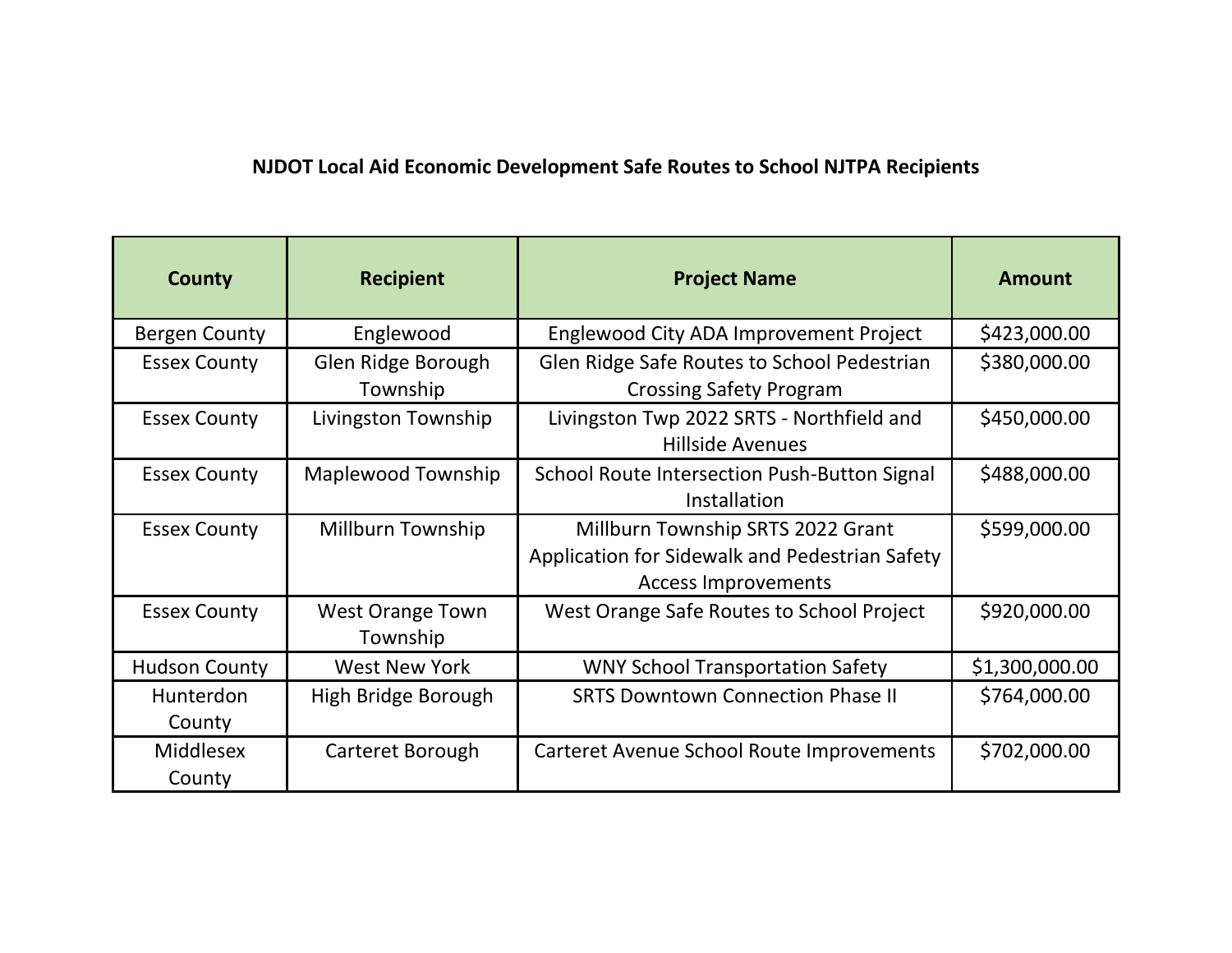**NJDOT Local Aid Economic Development Safe Routes to School NJTPA Recipients**

| County | Recipient | Project Name | Amount |
|---|---|---|---|
| Bergen County | Englewood | Englewood City ADA Improvement Project | $423,000.00 |
| Essex County | Glen Ridge Borough Township | Glen Ridge Safe Routes to School Pedestrian Crossing Safety Program | $380,000.00 |
| Essex County | Livingston Township | Livingston Twp 2022 SRTS - Northfield and Hillside Avenues | $450,000.00 |
| Essex County | Maplewood Township | School Route Intersection Push-Button Signal Installation | $488,000.00 |
| Essex County | Millburn Township | Millburn Township SRTS 2022 Grant Application for Sidewalk and Pedestrian Safety Access Improvements | $599,000.00 |
| Essex County | West Orange Town Township | West Orange Safe Routes to School Project | $920,000.00 |
| Hudson County | West New York | WNY School Transportation Safety | $1,300,000.00 |
| Hunterdon County | High Bridge Borough | SRTS Downtown Connection Phase II | $764,000.00 |
| Middlesex County | Carteret Borough | Carteret Avenue School Route Improvements | $702,000.00 |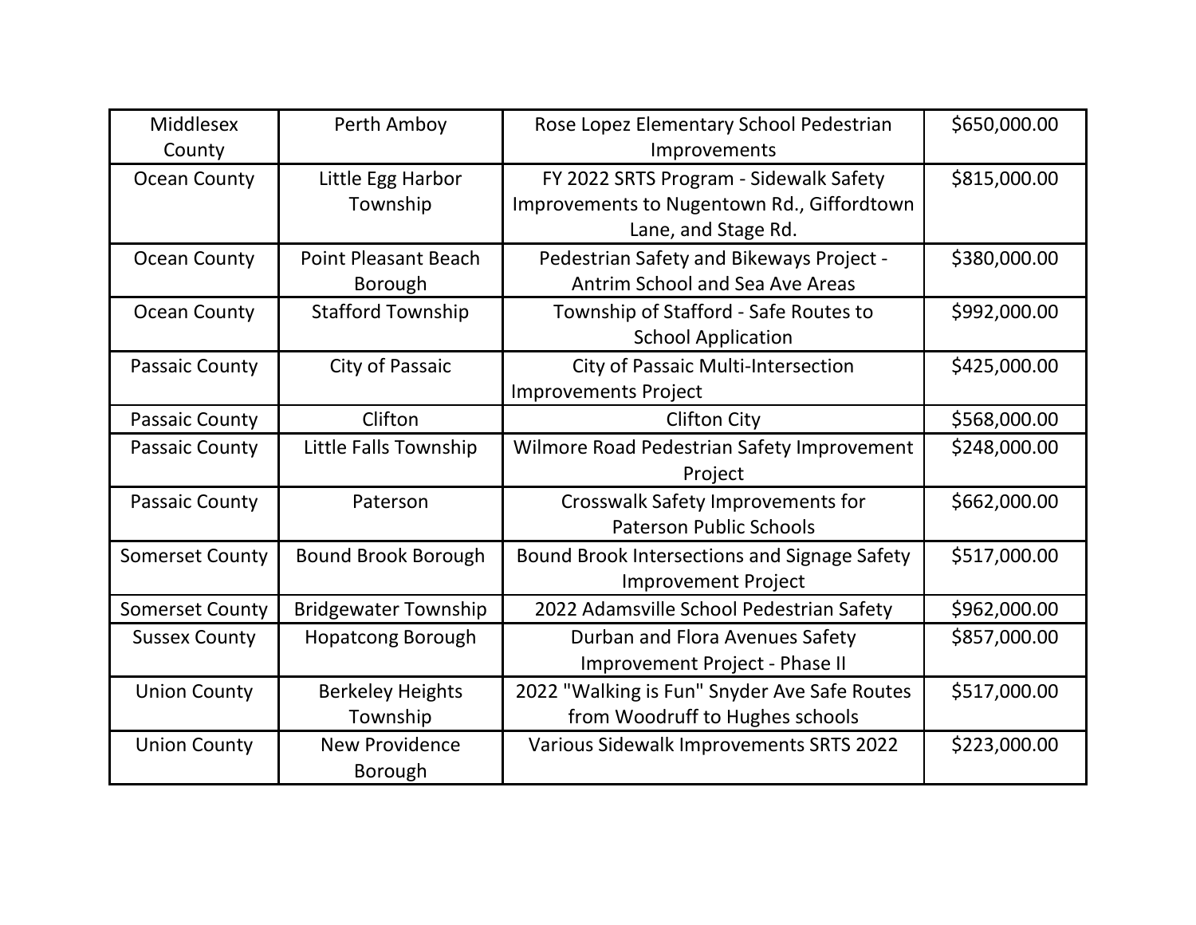| | | | |
|---|---|---|---|
| Middlesex County | Perth Amboy | Rose Lopez Elementary School Pedestrian Improvements | $650,000.00 |
| Ocean County | Little Egg Harbor Township | FY 2022 SRTS Program - Sidewalk Safety Improvements to Nugentown Rd., Giffordtown Lane, and Stage Rd. | $815,000.00 |
| Ocean County | Point Pleasant Beach Borough | Pedestrian Safety and Bikeways Project - Antrim School and Sea Ave Areas | $380,000.00 |
| Ocean County | Stafford Township | Township of Stafford - Safe Routes to School Application | $992,000.00 |
| Passaic County | City of Passaic | City of Passaic Multi-Intersection Improvements Project | $425,000.00 |
| Passaic County | Clifton | Clifton City | $568,000.00 |
| Passaic County | Little Falls Township | Wilmore Road Pedestrian Safety Improvement Project | $248,000.00 |
| Passaic County | Paterson | Crosswalk Safety Improvements for Paterson Public Schools | $662,000.00 |
| Somerset County | Bound Brook Borough | Bound Brook Intersections and Signage Safety Improvement Project | $517,000.00 |
| Somerset County | Bridgewater Township | 2022 Adamsville School Pedestrian Safety | $962,000.00 |
| Sussex County | Hopatcong Borough | Durban and Flora Avenues Safety Improvement Project - Phase II | $857,000.00 |
| Union County | Berkeley Heights Township | 2022 "Walking is Fun" Snyder Ave Safe Routes from Woodruff to Hughes schools | $517,000.00 |
| Union County | New Providence Borough | Various Sidewalk Improvements SRTS 2022 | $223,000.00 |